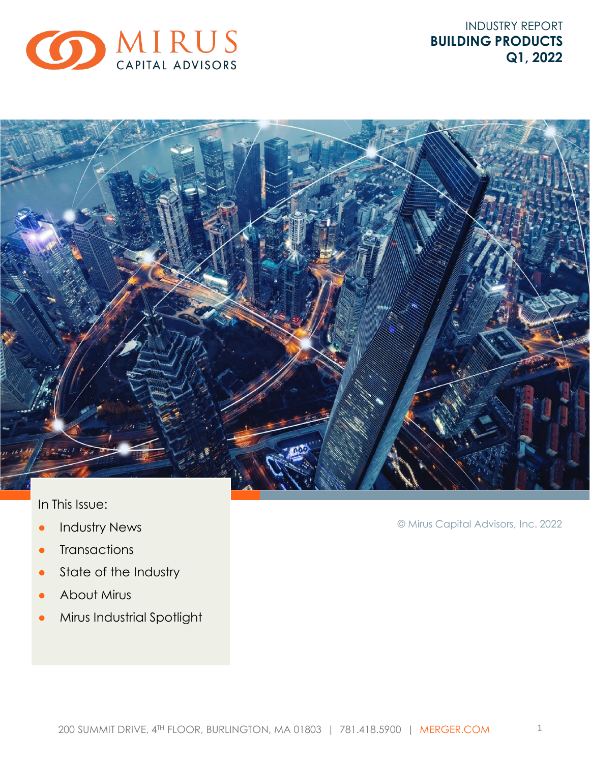MIRUS CAPITAL ADVISORS

INDUSTRY REPORT
**BUILDING PRODUCTS**
**Q1, 2022**

In This Issue:

- Industry News
- Transactions
- State of the Industry
- About Mirus
- Mirus Industrial Spotlight

© Mirus Capital Advisors, Inc. 2022

200 SUMMIT DRIVE, 4TH FLOOR, BURLINGTON, MA 01803 | 781.418.5900 | MERGER.COM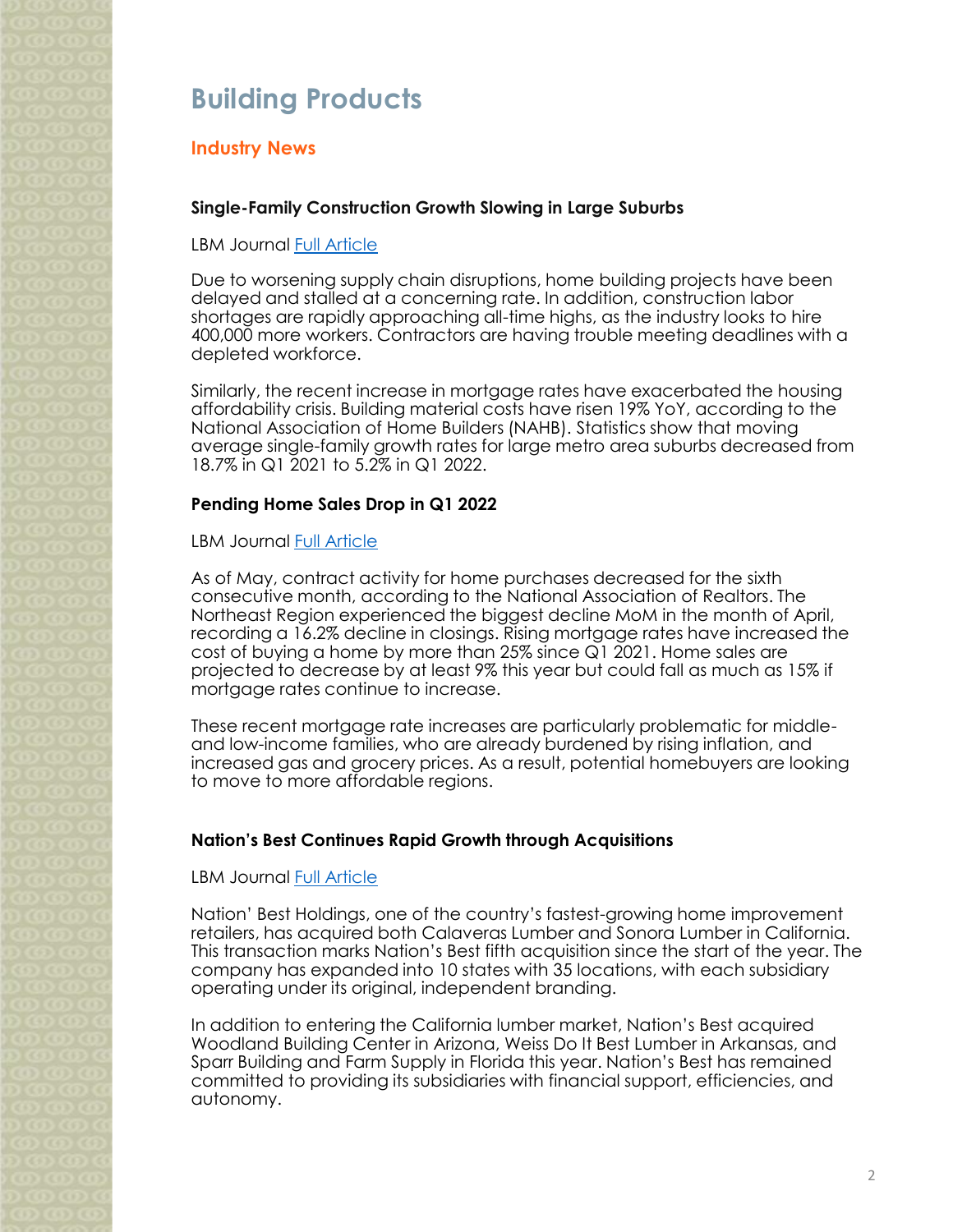# Building Products

## Industry News

### Single-Family Construction Growth Slowing in Large Suburbs

LBM Journal [Full Article]

Due to worsening supply chain disruptions, home building projects have been delayed and stalled at a concerning rate. In addition, construction labor shortages are rapidly approaching all-time highs, as the industry looks to hire 400,000 more workers. Contractors are having trouble meeting deadlines with a depleted workforce.

Similarly, the recent increase in mortgage rates have exacerbated the housing affordability crisis. Building material costs have risen 19% YoY, according to the National Association of Home Builders (NAHB). Statistics show that moving average single-family growth rates for large metro area suburbs decreased from 18.7% in Q1 2021 to 5.2% in Q1 2022.

### Pending Home Sales Drop in Q1 2022

LBM Journal [Full Article]

As of May, contract activity for home purchases decreased for the sixth consecutive month, according to the National Association of Realtors. The Northeast Region experienced the biggest decline MoM in the month of April, recording a 16.2% decline in closings. Rising mortgage rates have increased the cost of buying a home by more than 25% since Q1 2021. Home sales are projected to decrease by at least 9% this year but could fall as much as 15% if mortgage rates continue to increase.

These recent mortgage rate increases are particularly problematic for middle- and low-income families, who are already burdened by rising inflation, and increased gas and grocery prices. As a result, potential homebuyers are looking to move to more affordable regions.

### Nation's Best Continues Rapid Growth through Acquisitions

LBM Journal [Full Article]

Nation' Best Holdings, one of the country's fastest-growing home improvement retailers, has acquired both Calaveras Lumber and Sonora Lumber in California. This transaction marks Nation's Best fifth acquisition since the start of the year. The company has expanded into 10 states with 35 locations, with each subsidiary operating under its original, independent branding.

In addition to entering the California lumber market, Nation's Best acquired Woodland Building Center in Arizona, Weiss Do It Best Lumber in Arkansas, and Sparr Building and Farm Supply in Florida this year. Nation's Best has remained committed to providing its subsidiaries with financial support, efficiencies, and autonomy.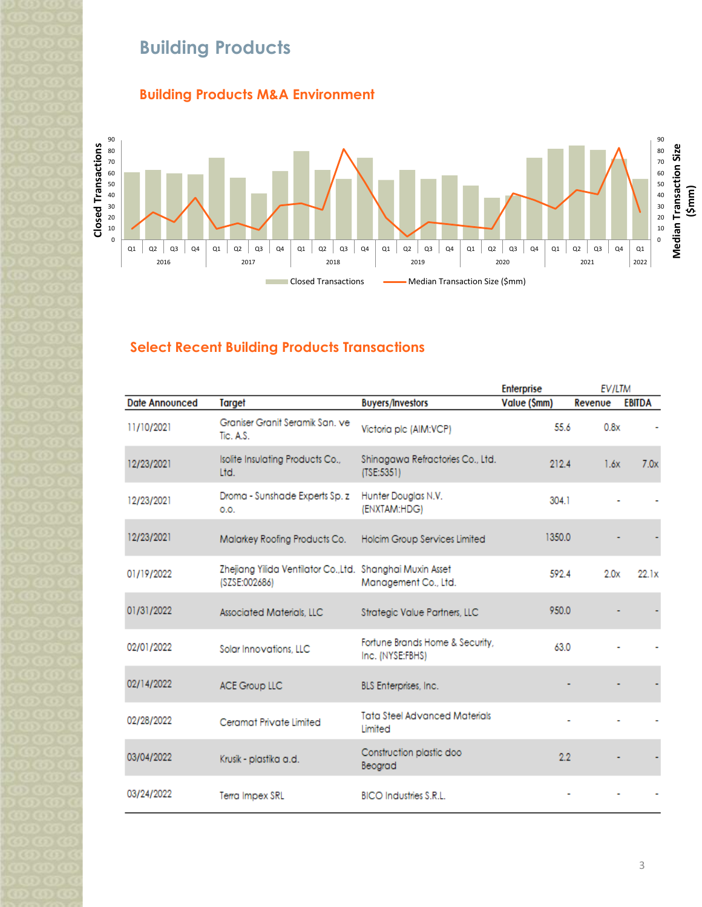# Building Products

## Building Products M&A Environment

## Select Recent Building Products Transactions

| Date Announced | Target | Buyers/Investors | Enterprise Value ($mm) | EV/LTM Revenue | EV/LTM EBITDA |
|---|---|---|---|---|---|
| 11/10/2021 | Graniser Granit Seramik San. ve Tic. A.S. | Victoria plc (AIM:VCP) | 55.6 | 0.8x | - |
| 12/23/2021 | Isolite Insulating Products Co., Ltd. | Shinagawa Refractories Co., Ltd. (TSE:5351) | 212.4 | 1.6x | 7.0x |
| 12/23/2021 | Droma - Sunshade Experts Sp. z o.o. | Hunter Douglas N.V. (ENXTAM:HDG) | 304.1 | - | - |
| 12/23/2021 | Malarkey Roofing Products Co. | Holcim Group Services Limited | 1350.0 | - | - |
| 01/19/2022 | Zhejiang Yilida Ventilator Co.,Ltd. (SZSE:002686) | Shanghai Muxin Asset Management Co., Ltd. | 592.4 | 2.0x | 22.1x |
| 01/31/2022 | Associated Materials, LLC | Strategic Value Partners, LLC | 950.0 | - | - |
| 02/01/2022 | Solar Innovations, LLC | Fortune Brands Home & Security, Inc. (NYSE:FBHS) | 63.0 | - | - |
| 02/14/2022 | ACE Group LLC | BLS Enterprises, Inc. | - | - | - |
| 02/28/2022 | Ceramat Private Limited | Tata Steel Advanced Materials Limited | - | - | - |
| 03/04/2022 | Krusik - plastika a.d. | Construction plastic doo Beograd | 2.2 | - | - |
| 03/24/2022 | Terra Impex SRL | BICO Industries S.R.L. | - | - | - |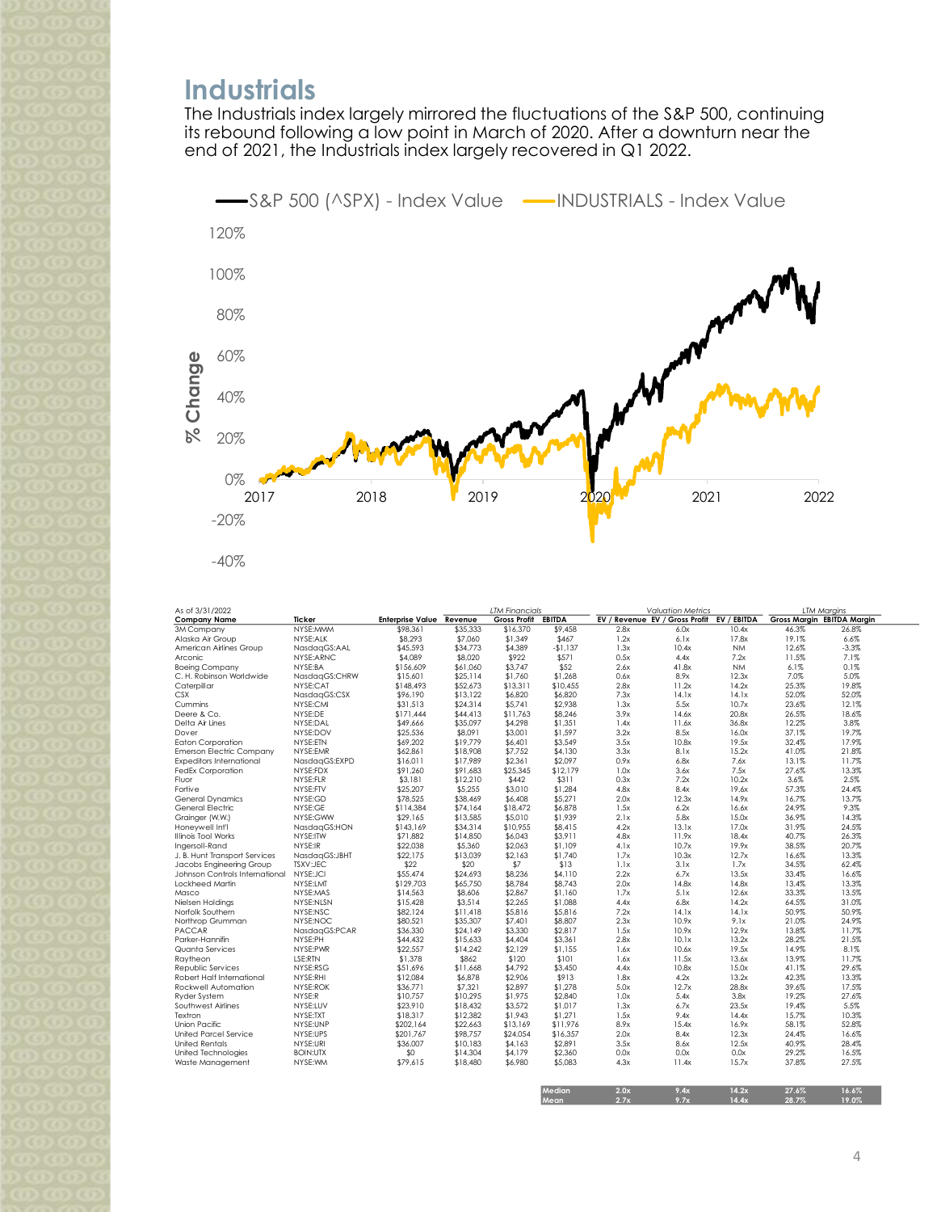# Industrials

The Industrials index largely mirrored the fluctuations of the S&P 500, continuing its rebound following a low point in March of 2020. After a downturn near the end of 2021, the Industrials index largely recovered in Q1 2022.

As of 3/31/2022

| Company Name | Ticker | Enterprise Value | LTM Financials Revenue | Gross Profit | EBITDA | Valuation Metrics EV / Revenue | EV / Gross Profit | EV / EBITDA | LTM Margins Gross Margin | EBITDA Margin |
|---|---|---|---|---|---|---|---|---|---|---|
| 3M Company | NYSE:MMM | $98,361 | $35,333 | $16,370 | $9,458 | 2.8x | 6.0x | 10.4x | 46.3% | 26.8% |
| Alaska Air Group | NYSE:ALK | $8,293 | $7,060 | $1,349 | $467 | 1.2x | 6.1x | 17.8x | 19.1% | 6.6% |
| American Airlines Group | NasdaqGS:AAL | $45,593 | $34,773 | $4,389 | -$1,137 | 1.3x | 10.4x | NM | 12.6% | -3.3% |
| Arconic | NYSE:ARNC | $4,089 | $8,020 | $922 | $571 | 0.5x | 4.4x | 7.2x | 11.5% | 7.1% |
| Boeing Company | NYSE:BA | $156,609 | $61,060 | $3,747 | $52 | 2.6x | 41.8x | NM | 6.1% | 0.1% |
| C. H. Robinson Worldwide | NasdaqGS:CHRW | $15,601 | $25,114 | $1,760 | $1,268 | 0.6x | 8.9x | 12.3x | 7.0% | 5.0% |
| Caterpillar | NYSE:CAT | $148,493 | $52,673 | $13,311 | $10,455 | 2.8x | 11.2x | 14.2x | 25.3% | 19.8% |
| CSX | NasdaqGS:CSX | $96,190 | $13,122 | $6,820 | $6,820 | 7.3x | 14.1x | 14.1x | 52.0% | 52.0% |
| Cummins | NYSE:CMI | $31,513 | $24,314 | $5,741 | $2,938 | 1.3x | 5.5x | 10.7x | 23.6% | 12.1% |
| Deere & Co. | NYSE:DE | $171,444 | $44,413 | $11,763 | $8,246 | 3.9x | 14.6x | 20.8x | 26.5% | 18.6% |
| Delta Air Lines | NYSE:DAL | $49,666 | $35,097 | $4,298 | $1,351 | 1.4x | 11.6x | 36.8x | 12.2% | 3.8% |
| Dover | NYSE:DOV | $25,536 | $8,091 | $3,001 | $1,597 | 3.2x | 8.5x | 16.0x | 37.1% | 19.7% |
| Eaton Corporation | NYSE:ETN | $69,202 | $19,779 | $6,401 | $3,549 | 3.5x | 10.8x | 19.5x | 32.4% | 17.9% |
| Emerson Electric Company | NYSE:EMR | $62,861 | $18,908 | $7,752 | $4,130 | 3.3x | 8.1x | 15.2x | 41.0% | 21.8% |
| Expeditors International | NasdaqGS:EXPD | $16,011 | $17,989 | $2,361 | $2,097 | 0.9x | 6.8x | 7.6x | 13.1% | 11.7% |
| FedEx Corporation | NYSE:FDX | $91,260 | $91,683 | $25,345 | $12,179 | 1.0x | 3.6x | 7.5x | 27.6% | 13.3% |
| Fluor | NYSE:FLR | $3,181 | $12,210 | $442 | $311 | 0.3x | 7.2x | 10.2x | 3.6% | 2.5% |
| Fortive | NYSE:FTV | $25,207 | $5,255 | $3,010 | $1,284 | 4.8x | 8.4x | 19.6x | 57.3% | 24.4% |
| General Dynamics | NYSE:GD | $78,525 | $38,469 | $6,408 | $5,271 | 2.0x | 12.3x | 14.9x | 16.7% | 13.7% |
| General Electric | NYSE:GE | $114,384 | $74,164 | $18,472 | $6,878 | 1.5x | 6.2x | 16.6x | 24.9% | 9.3% |
| Grainger (W.W.) | NYSE:GWW | $29,165 | $13,585 | $5,010 | $1,939 | 2.1x | 5.8x | 15.0x | 36.9% | 14.3% |
| Honeywell Int'l | NasdaqGS:HON | $143,169 | $34,314 | $10,955 | $8,415 | 4.2x | 13.1x | 17.0x | 31.9% | 24.5% |
| Illinois Tool Works | NYSE:ITW | $71,882 | $14,850 | $6,043 | $3,911 | 4.8x | 11.9x | 18.4x | 40.7% | 26.3% |
| Ingersoll-Rand | NYSE:IR | $22,038 | $5,360 | $2,063 | $1,109 | 4.1x | 10.7x | 19.9x | 38.5% | 20.7% |
| J. B. Hunt Transport Services | NasdaqGS:JBHT | $22,175 | $13,039 | $2,163 | $1,740 | 1.7x | 10.3x | 12.7x | 16.6% | 13.3% |
| Jacobs Engineering Group | TSXV:JEC | $22 | $20 | $7 | $13 | 1.1x | 3.1x | 1.7x | 34.5% | 62.4% |
| Johnson Controls International | NYSE:JCI | $55,474 | $24,693 | $8,236 | $4,110 | 2.2x | 6.7x | 13.5x | 33.4% | 16.6% |
| Lockheed Martin | NYSE:LMT | $129,703 | $65,750 | $8,784 | $8,743 | 2.0x | 14.8x | 14.8x | 13.4% | 13.3% |
| Masco | NYSE:MAS | $14,563 | $8,606 | $2,867 | $1,160 | 1.7x | 5.1x | 12.6x | 33.3% | 13.5% |
| Nielsen Holdings | NYSE:NLSN | $15,428 | $3,514 | $2,265 | $1,088 | 4.4x | 6.8x | 14.2x | 64.5% | 31.0% |
| Norfolk Southern | NYSE:NSC | $82,124 | $11,418 | $5,816 | $5,816 | 7.2x | 14.1x | 14.1x | 50.9% | 50.9% |
| Northrop Grumman | NYSE:NOC | $80,521 | $35,307 | $7,401 | $8,807 | 2.3x | 10.9x | 9.1x | 21.0% | 24.9% |
| PACCAR | NasdaqGS:PCAR | $36,330 | $24,149 | $3,330 | $2,817 | 1.5x | 10.9x | 12.9x | 13.8% | 11.7% |
| Parker-Hannifin | NYSE:PH | $44,432 | $15,633 | $4,404 | $3,361 | 2.8x | 10.1x | 13.2x | 28.2% | 21.5% |
| Quanta Services | NYSE:PWR | $22,557 | $14,242 | $2,129 | $1,155 | 1.6x | 10.6x | 19.5x | 14.9% | 8.1% |
| Raytheon | LSE:RTN | $1,378 | $862 | $120 | $101 | 1.6x | 11.5x | 13.6x | 13.9% | 11.7% |
| Republic Services | NYSE:RSG | $51,696 | $11,668 | $4,792 | $3,450 | 4.4x | 10.8x | 15.0x | 41.1% | 29.6% |
| Robert Half International | NYSE:RHI | $12,084 | $6,878 | $2,906 | $913 | 1.8x | 4.2x | 13.2x | 42.3% | 13.3% |
| Rockwell Automation | NYSE:ROK | $36,771 | $7,321 | $2,897 | $1,278 | 5.0x | 12.7x | 28.8x | 39.6% | 17.5% |
| Ryder System | NYSE:R | $10,757 | $10,295 | $1,975 | $2,840 | 1.0x | 5.4x | 3.8x | 19.2% | 27.6% |
| Southwest Airlines | NYSE:LUV | $23,910 | $18,432 | $3,572 | $1,017 | 1.3x | 6.7x | 23.5x | 19.4% | 5.5% |
| Textron | NYSE:TXT | $18,317 | $12,382 | $1,943 | $1,271 | 1.5x | 9.4x | 14.4x | 15.7% | 10.3% |
| Union Pacific | NYSE:UNP | $202,164 | $22,663 | $13,169 | $11,976 | 8.9x | 15.4x | 16.9x | 58.1% | 52.8% |
| United Parcel Service | NYSE:UPS | $201,767 | $98,757 | $24,054 | $16,357 | 2.0x | 8.4x | 12.3x | 24.4% | 16.6% |
| United Rentals | NYSE:URI | $36,007 | $10,183 | $4,163 | $2,891 | 3.5x | 8.6x | 12.5x | 40.9% | 28.4% |
| United Technologies | BOIN:UTX | $0 | $14,304 | $4,179 | $2,360 | 0.0x | 0.0x | 0.0x | 29.2% | 16.5% |
| Waste Management | NYSE:WM | $79,615 | $18,480 | $6,980 | $5,083 | 4.3x | 11.4x | 15.7x | 37.8% | 27.5% |
| | | | | | Median | 2.0x | 9.4x | 14.2x | 27.6% | 16.6% |
| | | | | | Mean | 2.7x | 9.7x | 14.4x | 28.7% | 19.0% |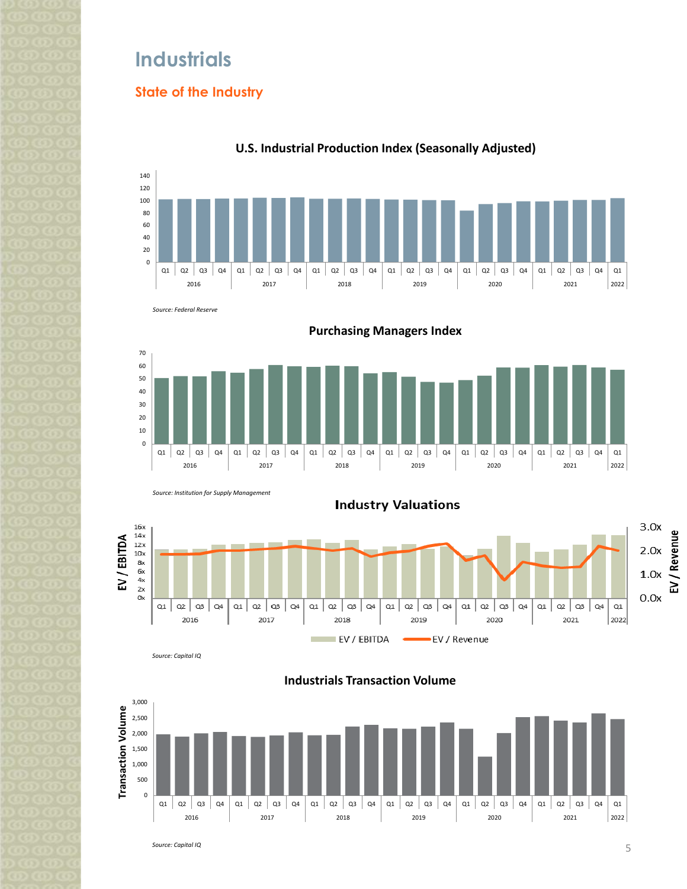# Industrials

## State of the Industry

### U.S. Industrial Production Index (Seasonally Adjusted)

*Source: Federal Reserve*

### Purchasing Managers Index

*Source: Institution for Supply Management*

### Industry Valuations

*Source: Capital IQ*

### Industrials Transaction Volume

*Source: Capital IQ*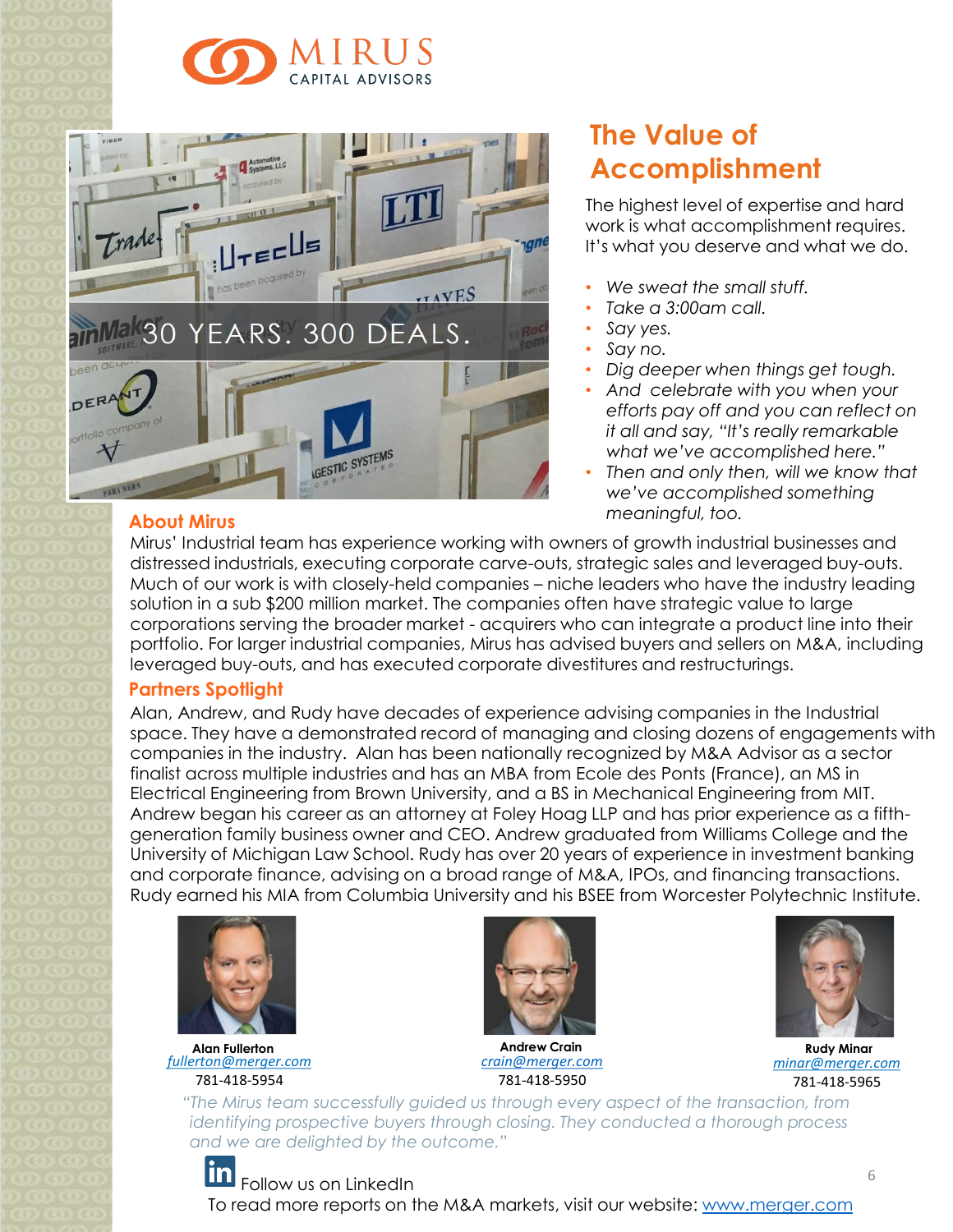MIRUS CAPITAL ADVISORS

30 YEARS. 300 DEALS.

## The Value of Accomplishment

The highest level of expertise and hard work is what accomplishment requires. It's what you deserve and what we do.

- *We sweat the small stuff.*
- *Take a 3:00am call.*
- *Say yes.*
- *Say no.*
- *Dig deeper when things get tough.*
- *And celebrate with you when your efforts pay off and you can reflect on it all and say, "It's really remarkable what we've accomplished here."*
- *Then and only then, will we know that we've accomplished something meaningful, too.*

### About Mirus

Mirus' Industrial team has experience working with owners of growth industrial businesses and distressed industrials, executing corporate carve-outs, strategic sales and leveraged buy-outs. Much of our work is with closely-held companies – niche leaders who have the industry leading solution in a sub $200 million market. The companies often have strategic value to large corporations serving the broader market - acquirers who can integrate a product line into their portfolio. For larger industrial companies, Mirus has advised buyers and sellers on M&A, including leveraged buy-outs, and has executed corporate divestitures and restructurings.

### Partners Spotlight

Alan, Andrew, and Rudy have decades of experience advising companies in the Industrial space. They have a demonstrated record of managing and closing dozens of engagements with companies in the industry. Alan has been nationally recognized by M&A Advisor as a sector finalist across multiple industries and has an MBA from Ecole des Ponts (France), an MS in Electrical Engineering from Brown University, and a BS in Mechanical Engineering from MIT. Andrew began his career as an attorney at Foley Hoag LLP and has prior experience as a fifth-generation family business owner and CEO. Andrew graduated from Williams College and the University of Michigan Law School. Rudy has over 20 years of experience in investment banking and corporate finance, advising on a broad range of M&A, IPOs, and financing transactions. Rudy earned his MIA from Columbia University and his BSEE from Worcester Polytechnic Institute.

**Alan Fullerton**
*fullerton@merger.com*
781-418-5954

**Andrew Crain**
*crain@merger.com*
781-418-5950

**Rudy Minar**
*minar@merger.com*
781-418-5965

*"The Mirus team successfully guided us through every aspect of the transaction, from identifying prospective buyers through closing. They conducted a thorough process and we are delighted by the outcome."*

Follow us on LinkedIn

To read more reports on the M&A markets, visit our website: www.merger.com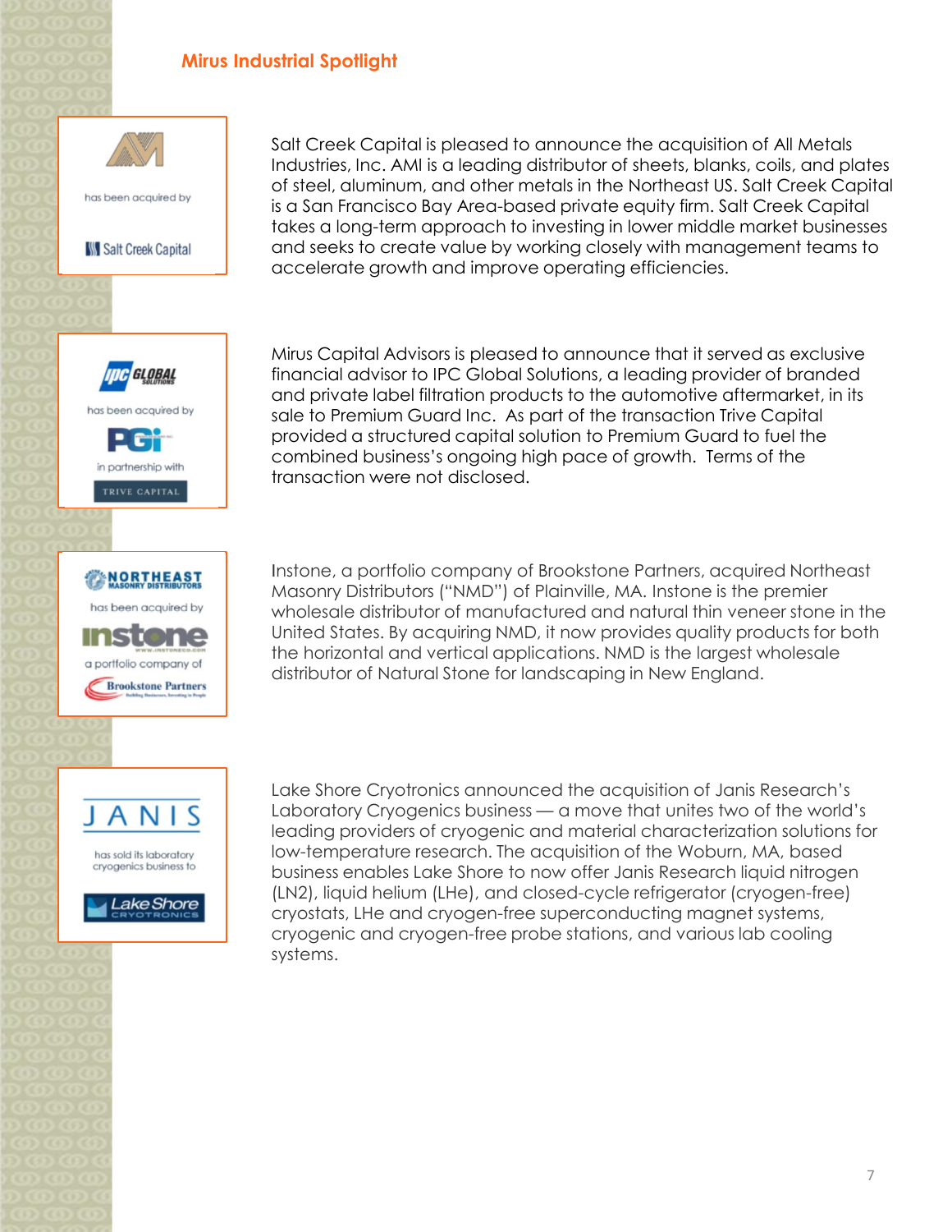## Mirus Industrial Spotlight

has been acquired by

Salt Creek Capital

Salt Creek Capital is pleased to announce the acquisition of All Metals Industries, Inc. AMI is a leading distributor of sheets, blanks, coils, and plates of steel, aluminum, and other metals in the Northeast US. Salt Creek Capital is a San Francisco Bay Area-based private equity firm. Salt Creek Capital takes a long-term approach to investing in lower middle market businesses and seeks to create value by working closely with management teams to accelerate growth and improve operating efficiencies.

IPC Global Solutions

has been acquired by

PGi

in partnership with

Trive Capital

Mirus Capital Advisors is pleased to announce that it served as exclusive financial advisor to IPC Global Solutions, a leading provider of branded and private label filtration products to the automotive aftermarket, in its sale to Premium Guard Inc. As part of the transaction Trive Capital provided a structured capital solution to Premium Guard to fuel the combined business's ongoing high pace of growth. Terms of the transaction were not disclosed.

Northeast Masonry Distributors

has been acquired by

Instone

a portfolio company of

Brookstone Partners

Instone, a portfolio company of Brookstone Partners, acquired Northeast Masonry Distributors ("NMD") of Plainville, MA. Instone is the premier wholesale distributor of manufactured and natural thin veneer stone in the United States. By acquiring NMD, it now provides quality products for both the horizontal and vertical applications. NMD is the largest wholesale distributor of Natural Stone for landscaping in New England.

JANIS

has sold its laboratory cryogenics business to

Lake Shore Cryotronics

Lake Shore Cryotronics announced the acquisition of Janis Research's Laboratory Cryogenics business — a move that unites two of the world's leading providers of cryogenic and material characterization solutions for low-temperature research. The acquisition of the Woburn, MA, based business enables Lake Shore to now offer Janis Research liquid nitrogen (LN2), liquid helium (LHe), and closed-cycle refrigerator (cryogen-free) cryostats, LHe and cryogen-free superconducting magnet systems, cryogenic and cryogen-free probe stations, and various lab cooling systems.